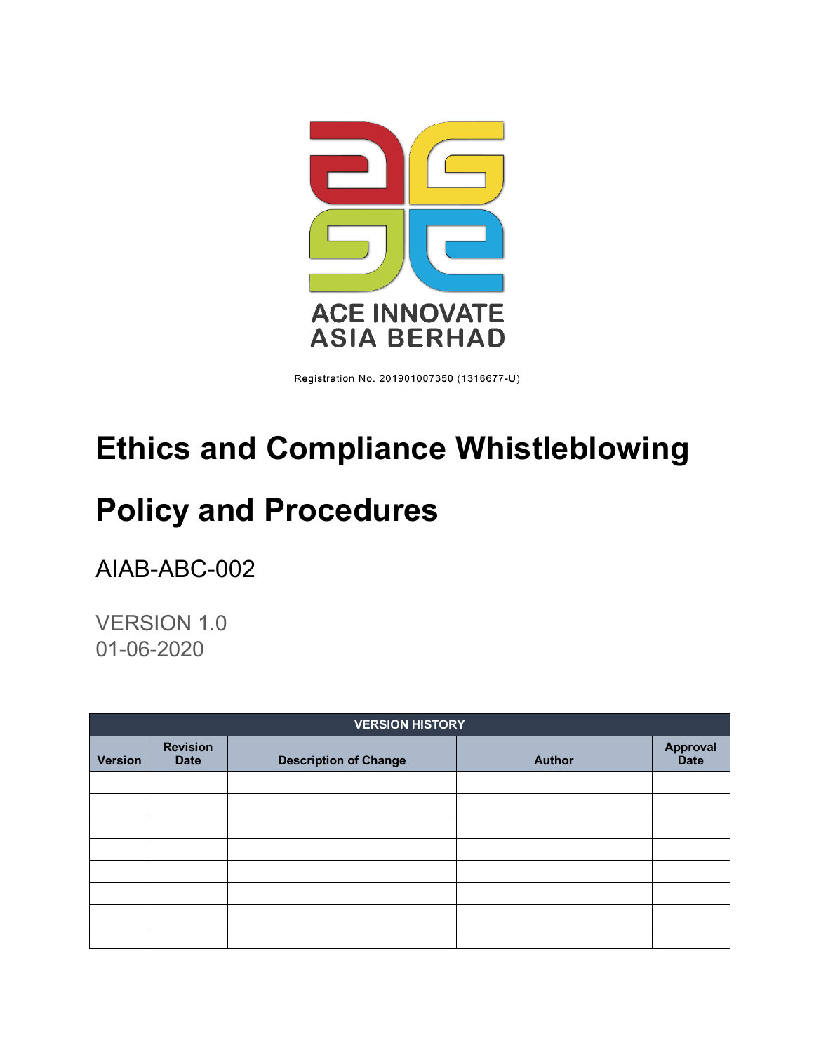ACE INNOVATE ASIA BERHAD

Registration No. 201901007350 (1316677-U)

# Ethics and Compliance Whistleblowing Policy and Procedures

AIAB-ABC-002

VERSION 1.0
01-06-2020

| VERSION HISTORY | | | | |
|---|---|---|---|---|
| **Version** | **Revision Date** | **Description of Change** | **Author** | **Approval Date** |
| | | | | |
| | | | | |
| | | | | |
| | | | | |
| | | | | |
| | | | | |
| | | | | |
| | | | | |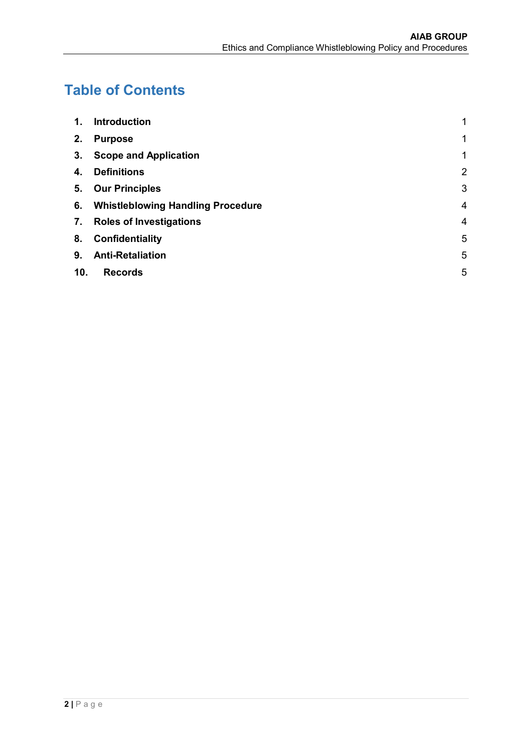# Table of Contents

| | | |
|---|---|---|
| **1.** | **Introduction** | 1 |
| **2.** | **Purpose** | 1 |
| **3.** | **Scope and Application** | 1 |
| **4.** | **Definitions** | 2 |
| **5.** | **Our Principles** | 3 |
| **6.** | **Whistleblowing Handling Procedure** | 4 |
| **7.** | **Roles of Investigations** | 4 |
| **8.** | **Confidentiality** | 5 |
| **9.** | **Anti-Retaliation** | 5 |
| **10.** | **Records** | 5 |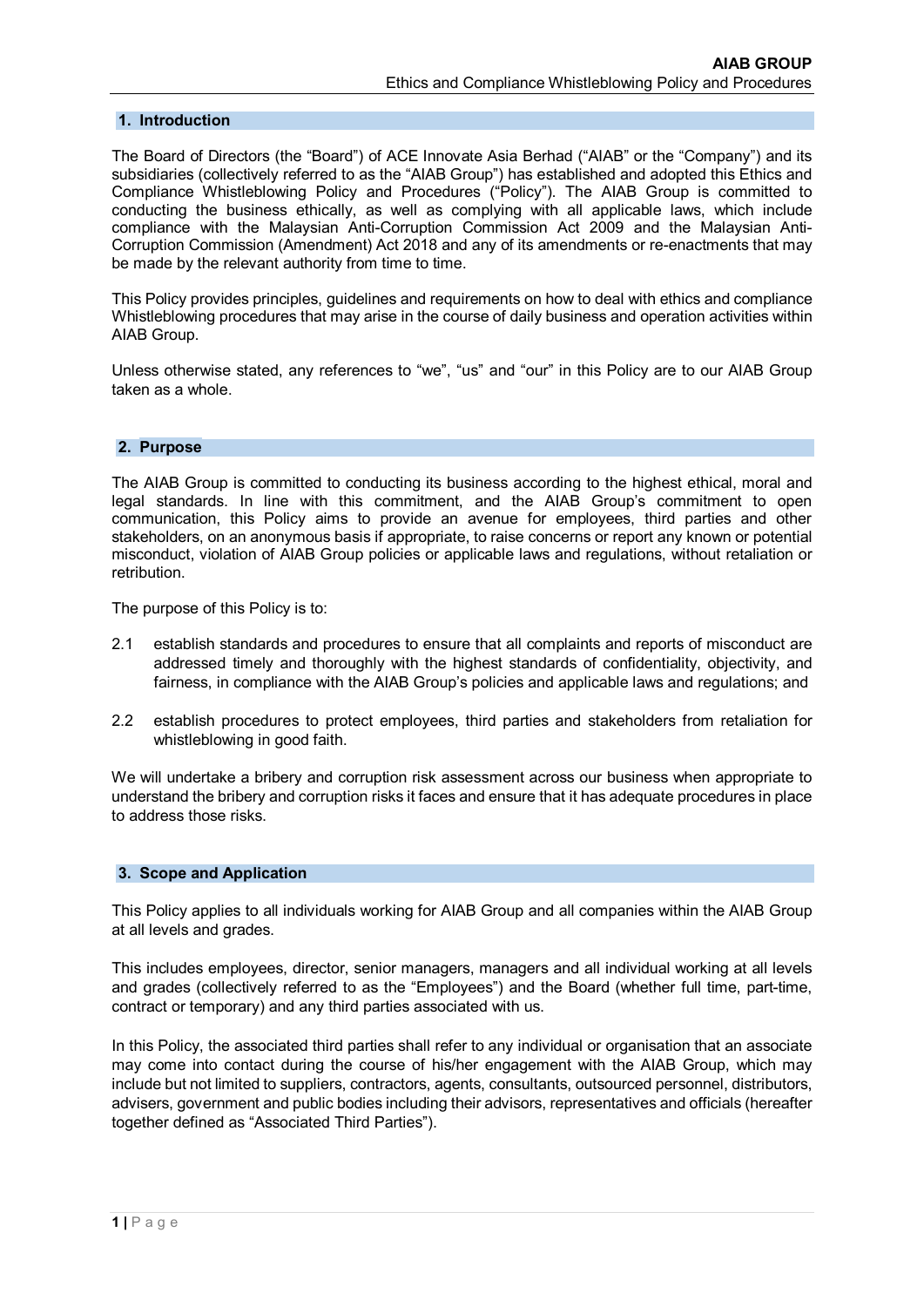## 1. Introduction

The Board of Directors (the "Board") of ACE Innovate Asia Berhad ("AIAB" or the "Company") and its subsidiaries (collectively referred to as the "AIAB Group") has established and adopted this Ethics and Compliance Whistleblowing Policy and Procedures ("Policy"). The AIAB Group is committed to conducting the business ethically, as well as complying with all applicable laws, which include compliance with the Malaysian Anti-Corruption Commission Act 2009 and the Malaysian Anti-Corruption Commission (Amendment) Act 2018 and any of its amendments or re-enactments that may be made by the relevant authority from time to time.

This Policy provides principles, guidelines and requirements on how to deal with ethics and compliance Whistleblowing procedures that may arise in the course of daily business and operation activities within AIAB Group.

Unless otherwise stated, any references to "we", "us" and "our" in this Policy are to our AIAB Group taken as a whole.

## 2. Purpose

The AIAB Group is committed to conducting its business according to the highest ethical, moral and legal standards. In line with this commitment, and the AIAB Group's commitment to open communication, this Policy aims to provide an avenue for employees, third parties and other stakeholders, on an anonymous basis if appropriate, to raise concerns or report any known or potential misconduct, violation of AIAB Group policies or applicable laws and regulations, without retaliation or retribution.

The purpose of this Policy is to:

2.1 establish standards and procedures to ensure that all complaints and reports of misconduct are addressed timely and thoroughly with the highest standards of confidentiality, objectivity, and fairness, in compliance with the AIAB Group's policies and applicable laws and regulations; and

2.2 establish procedures to protect employees, third parties and stakeholders from retaliation for whistleblowing in good faith.

We will undertake a bribery and corruption risk assessment across our business when appropriate to understand the bribery and corruption risks it faces and ensure that it has adequate procedures in place to address those risks.

## 3. Scope and Application

This Policy applies to all individuals working for AIAB Group and all companies within the AIAB Group at all levels and grades.

This includes employees, director, senior managers, managers and all individual working at all levels and grades (collectively referred to as the "Employees") and the Board (whether full time, part-time, contract or temporary) and any third parties associated with us.

In this Policy, the associated third parties shall refer to any individual or organisation that an associate may come into contact during the course of his/her engagement with the AIAB Group, which may include but not limited to suppliers, contractors, agents, consultants, outsourced personnel, distributors, advisers, government and public bodies including their advisors, representatives and officials (hereafter together defined as "Associated Third Parties").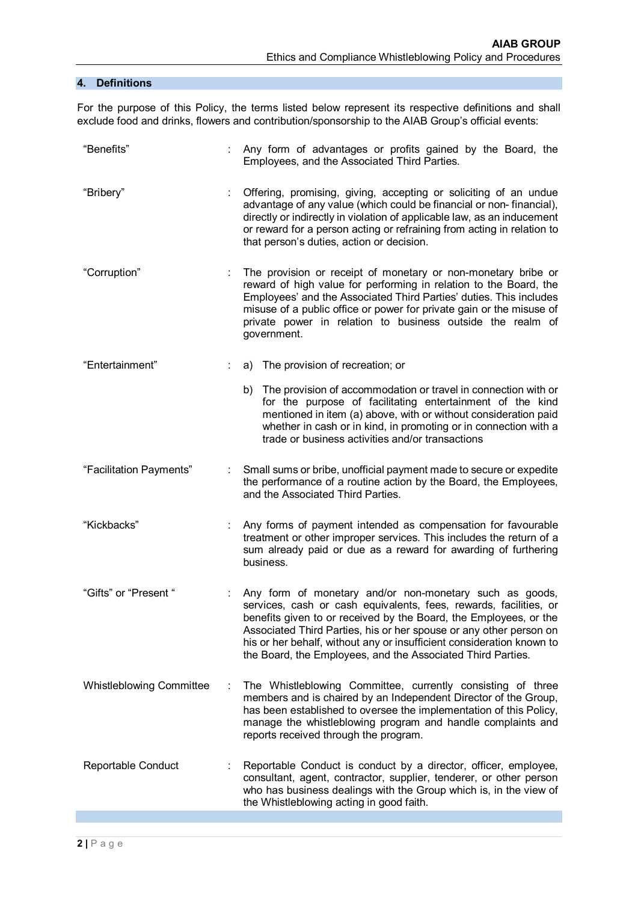## 4. Definitions

For the purpose of this Policy, the terms listed below represent its respective definitions and shall exclude food and drinks, flowers and contribution/sponsorship to the AIAB Group's official events:

| Term | | Definition |
|---|---|---|
| "Benefits" | : | Any form of advantages or profits gained by the Board, the Employees, and the Associated Third Parties. |
| "Bribery" | : | Offering, promising, giving, accepting or soliciting of an undue advantage of any value (which could be financial or non- financial), directly or indirectly in violation of applicable law, as an inducement or reward for a person acting or refraining from acting in relation to that person's duties, action or decision. |
| "Corruption" | : | The provision or receipt of monetary or non-monetary bribe or reward of high value for performing in relation to the Board, the Employees' and the Associated Third Parties' duties. This includes misuse of a public office or power for private gain or the misuse of private power in relation to business outside the realm of government. |
| "Entertainment" | : | a) The provision of recreation; or<br>b) The provision of accommodation or travel in connection with or for the purpose of facilitating entertainment of the kind mentioned in item (a) above, with or without consideration paid whether in cash or in kind, in promoting or in connection with a trade or business activities and/or transactions |
| "Facilitation Payments" | : | Small sums or bribe, unofficial payment made to secure or expedite the performance of a routine action by the Board, the Employees, and the Associated Third Parties. |
| "Kickbacks" | : | Any forms of payment intended as compensation for favourable treatment or other improper services. This includes the return of a sum already paid or due as a reward for awarding of furthering business. |
| "Gifts" or "Present " | : | Any form of monetary and/or non-monetary such as goods, services, cash or cash equivalents, fees, rewards, facilities, or benefits given to or received by the Board, the Employees, or the Associated Third Parties, his or her spouse or any other person on his or her behalf, without any or insufficient consideration known to the Board, the Employees, and the Associated Third Parties. |
| Whistleblowing Committee | : | The Whistleblowing Committee, currently consisting of three members and is chaired by an Independent Director of the Group, has been established to oversee the implementation of this Policy, manage the whistleblowing program and handle complaints and reports received through the program. |
| Reportable Conduct | : | Reportable Conduct is conduct by a director, officer, employee, consultant, agent, contractor, supplier, tenderer, or other person who has business dealings with the Group which is, in the view of the Whistleblowing acting in good faith. |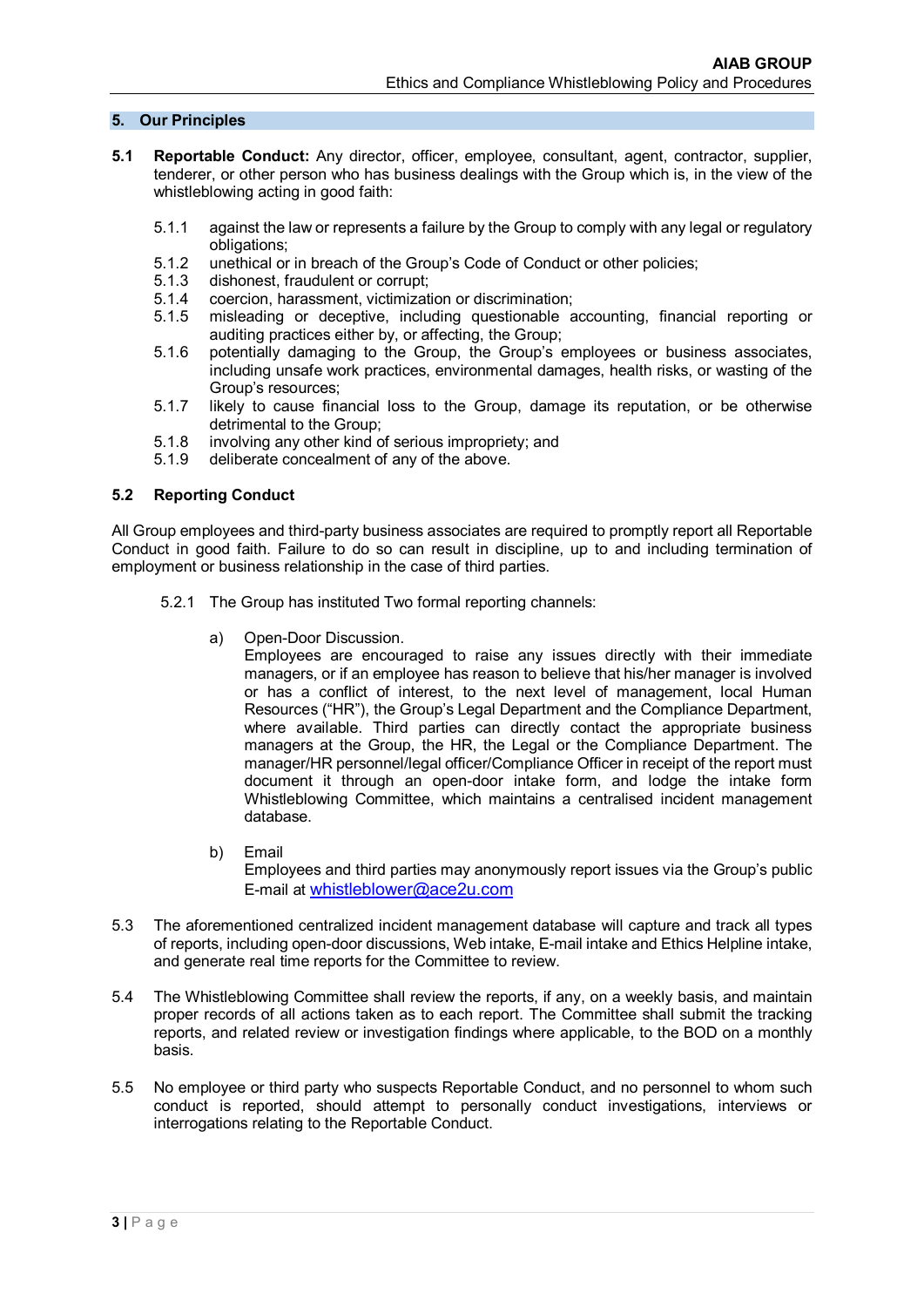## 5. Our Principles

**5.1 Reportable Conduct:** Any director, officer, employee, consultant, agent, contractor, supplier, tenderer, or other person who has business dealings with the Group which is, in the view of the whistleblowing acting in good faith:

- 5.1.1 against the law or represents a failure by the Group to comply with any legal or regulatory obligations;
- 5.1.2 unethical or in breach of the Group's Code of Conduct or other policies;
- 5.1.3 dishonest, fraudulent or corrupt;
- 5.1.4 coercion, harassment, victimization or discrimination;
- 5.1.5 misleading or deceptive, including questionable accounting, financial reporting or auditing practices either by, or affecting, the Group;
- 5.1.6 potentially damaging to the Group, the Group's employees or business associates, including unsafe work practices, environmental damages, health risks, or wasting of the Group's resources;
- 5.1.7 likely to cause financial loss to the Group, damage its reputation, or be otherwise detrimental to the Group;
- 5.1.8 involving any other kind of serious impropriety; and
- 5.1.9 deliberate concealment of any of the above.

### 5.2 Reporting Conduct

All Group employees and third-party business associates are required to promptly report all Reportable Conduct in good faith. Failure to do so can result in discipline, up to and including termination of employment or business relationship in the case of third parties.

5.2.1 The Group has instituted Two formal reporting channels:

a) Open-Door Discussion.
Employees are encouraged to raise any issues directly with their immediate managers, or if an employee has reason to believe that his/her manager is involved or has a conflict of interest, to the next level of management, local Human Resources ("HR"), the Group's Legal Department and the Compliance Department, where available. Third parties can directly contact the appropriate business managers at the Group, the HR, the Legal or the Compliance Department. The manager/HR personnel/legal officer/Compliance Officer in receipt of the report must document it through an open-door intake form, and lodge the intake form Whistleblowing Committee, which maintains a centralised incident management database.

b) Email
Employees and third parties may anonymously report issues via the Group's public E-mail at whistleblower@ace2u.com

5.3 The aforementioned centralized incident management database will capture and track all types of reports, including open-door discussions, Web intake, E-mail intake and Ethics Helpline intake, and generate real time reports for the Committee to review.

5.4 The Whistleblowing Committee shall review the reports, if any, on a weekly basis, and maintain proper records of all actions taken as to each report. The Committee shall submit the tracking reports, and related review or investigation findings where applicable, to the BOD on a monthly basis.

5.5 No employee or third party who suspects Reportable Conduct, and no personnel to whom such conduct is reported, should attempt to personally conduct investigations, interviews or interrogations relating to the Reportable Conduct.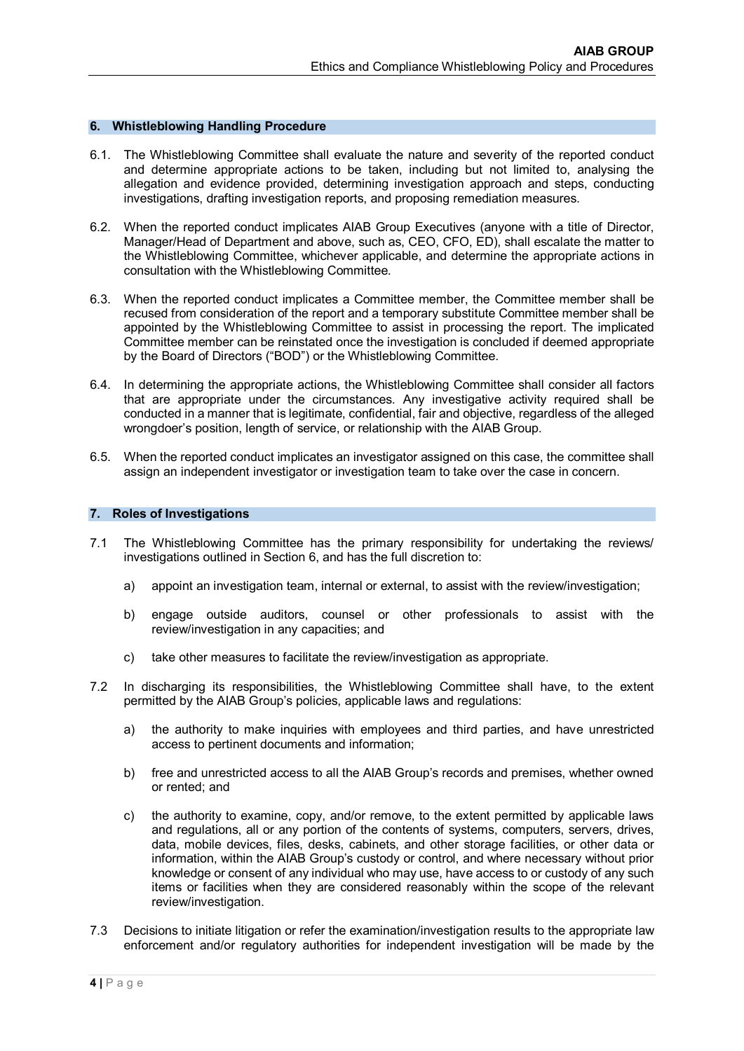## 6. Whistleblowing Handling Procedure

6.1. The Whistleblowing Committee shall evaluate the nature and severity of the reported conduct and determine appropriate actions to be taken, including but not limited to, analysing the allegation and evidence provided, determining investigation approach and steps, conducting investigations, drafting investigation reports, and proposing remediation measures.

6.2. When the reported conduct implicates AIAB Group Executives (anyone with a title of Director, Manager/Head of Department and above, such as, CEO, CFO, ED), shall escalate the matter to the Whistleblowing Committee, whichever applicable, and determine the appropriate actions in consultation with the Whistleblowing Committee.

6.3. When the reported conduct implicates a Committee member, the Committee member shall be recused from consideration of the report and a temporary substitute Committee member shall be appointed by the Whistleblowing Committee to assist in processing the report. The implicated Committee member can be reinstated once the investigation is concluded if deemed appropriate by the Board of Directors ("BOD") or the Whistleblowing Committee.

6.4. In determining the appropriate actions, the Whistleblowing Committee shall consider all factors that are appropriate under the circumstances. Any investigative activity required shall be conducted in a manner that is legitimate, confidential, fair and objective, regardless of the alleged wrongdoer's position, length of service, or relationship with the AIAB Group.

6.5. When the reported conduct implicates an investigator assigned on this case, the committee shall assign an independent investigator or investigation team to take over the case in concern.

## 7. Roles of Investigations

7.1 The Whistleblowing Committee has the primary responsibility for undertaking the reviews/ investigations outlined in Section 6, and has the full discretion to:

a) appoint an investigation team, internal or external, to assist with the review/investigation;

b) engage outside auditors, counsel or other professionals to assist with the review/investigation in any capacities; and

c) take other measures to facilitate the review/investigation as appropriate.

7.2 In discharging its responsibilities, the Whistleblowing Committee shall have, to the extent permitted by the AIAB Group's policies, applicable laws and regulations:

a) the authority to make inquiries with employees and third parties, and have unrestricted access to pertinent documents and information;

b) free and unrestricted access to all the AIAB Group's records and premises, whether owned or rented; and

c) the authority to examine, copy, and/or remove, to the extent permitted by applicable laws and regulations, all or any portion of the contents of systems, computers, servers, drives, data, mobile devices, files, desks, cabinets, and other storage facilities, or other data or information, within the AIAB Group's custody or control, and where necessary without prior knowledge or consent of any individual who may use, have access to or custody of any such items or facilities when they are considered reasonably within the scope of the relevant review/investigation.

7.3 Decisions to initiate litigation or refer the examination/investigation results to the appropriate law enforcement and/or regulatory authorities for independent investigation will be made by the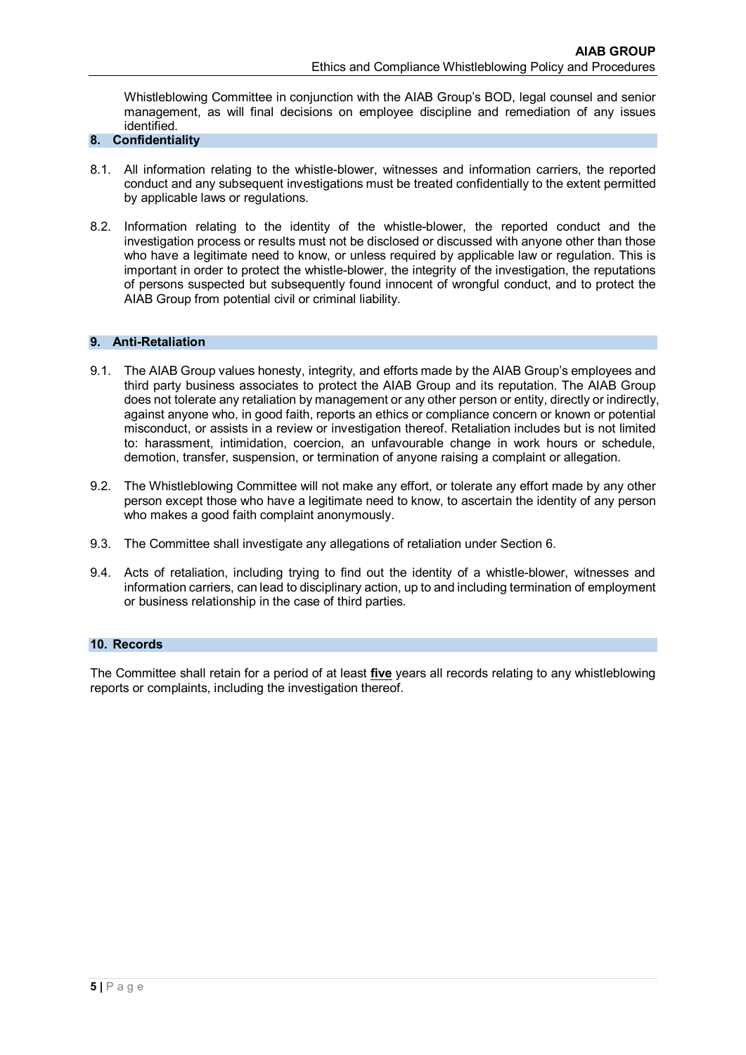Whistleblowing Committee in conjunction with the AIAB Group's BOD, legal counsel and senior management, as will final decisions on employee discipline and remediation of any issues identified.

## 8. Confidentiality

8.1. All information relating to the whistle-blower, witnesses and information carriers, the reported conduct and any subsequent investigations must be treated confidentially to the extent permitted by applicable laws or regulations.

8.2. Information relating to the identity of the whistle-blower, the reported conduct and the investigation process or results must not be disclosed or discussed with anyone other than those who have a legitimate need to know, or unless required by applicable law or regulation. This is important in order to protect the whistle-blower, the integrity of the investigation, the reputations of persons suspected but subsequently found innocent of wrongful conduct, and to protect the AIAB Group from potential civil or criminal liability.

## 9. Anti-Retaliation

9.1. The AIAB Group values honesty, integrity, and efforts made by the AIAB Group's employees and third party business associates to protect the AIAB Group and its reputation. The AIAB Group does not tolerate any retaliation by management or any other person or entity, directly or indirectly, against anyone who, in good faith, reports an ethics or compliance concern or known or potential misconduct, or assists in a review or investigation thereof. Retaliation includes but is not limited to: harassment, intimidation, coercion, an unfavourable change in work hours or schedule, demotion, transfer, suspension, or termination of anyone raising a complaint or allegation.

9.2. The Whistleblowing Committee will not make any effort, or tolerate any effort made by any other person except those who have a legitimate need to know, to ascertain the identity of any person who makes a good faith complaint anonymously.

9.3. The Committee shall investigate any allegations of retaliation under Section 6.

9.4. Acts of retaliation, including trying to find out the identity of a whistle-blower, witnesses and information carriers, can lead to disciplinary action, up to and including termination of employment or business relationship in the case of third parties.

## 10. Records

The Committee shall retain for a period of at least **five** years all records relating to any whistleblowing reports or complaints, including the investigation thereof.